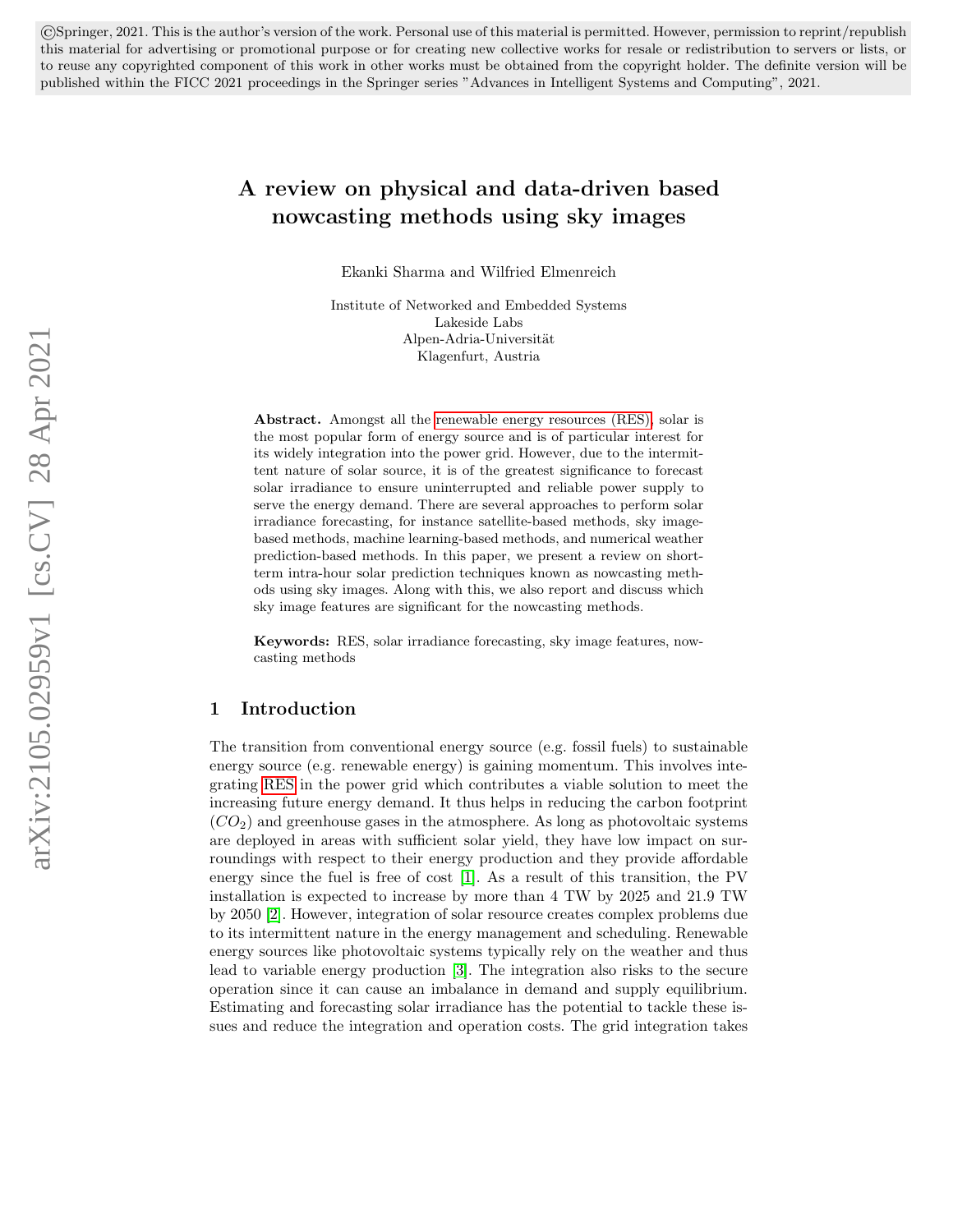©Springer, 2021. This is the author's version of the work. Personal use of this material is permitted. However, permission to reprint/republish this material for advertising or promotional purpose or for creating new collective works for resale or redistribution to servers or lists, or to reuse any copyrighted component of this work in other works must be obtained from the copyright holder. The definite version will be published within the FICC 2021 proceedings in the Springer series "Advances in Intelligent Systems and Computing", 2021.

# A review on physical and data-driven based nowcasting methods using sky images

Ekanki Sharma and Wilfried Elmenreich

Institute of Networked and Embedded Systems
Lakeside Labs
Alpen-Adria-Universität
Klagenfurt, Austria

**Abstract.** Amongst all the renewable energy resources (RES), solar is the most popular form of energy source and is of particular interest for its widely integration into the power grid. However, due to the intermittent nature of solar source, it is of the greatest significance to forecast solar irradiance to ensure uninterrupted and reliable power supply to serve the energy demand. There are several approaches to perform solar irradiance forecasting, for instance satellite-based methods, sky image-based methods, machine learning-based methods, and numerical weather prediction-based methods. In this paper, we present a review on short-term intra-hour solar prediction techniques known as nowcasting methods using sky images. Along with this, we also report and discuss which sky image features are significant for the nowcasting methods.

**Keywords:** RES, solar irradiance forecasting, sky image features, nowcasting methods

## 1 Introduction

The transition from conventional energy source (e.g. fossil fuels) to sustainable energy source (e.g. renewable energy) is gaining momentum. This involves integrating RES in the power grid which contributes a viable solution to meet the increasing future energy demand. It thus helps in reducing the carbon footprint ($CO_2$) and greenhouse gases in the atmosphere. As long as photovoltaic systems are deployed in areas with sufficient solar yield, they have low impact on surroundings with respect to their energy production and they provide affordable energy since the fuel is free of cost [1]. As a result of this transition, the PV installation is expected to increase by more than 4 TW by 2025 and 21.9 TW by 2050 [2]. However, integration of solar resource creates complex problems due to its intermittent nature in the energy management and scheduling. Renewable energy sources like photovoltaic systems typically rely on the weather and thus lead to variable energy production [3]. The integration also risks to the secure operation since it can cause an imbalance in demand and supply equilibrium. Estimating and forecasting solar irradiance has the potential to tackle these issues and reduce the integration and operation costs. The grid integration takes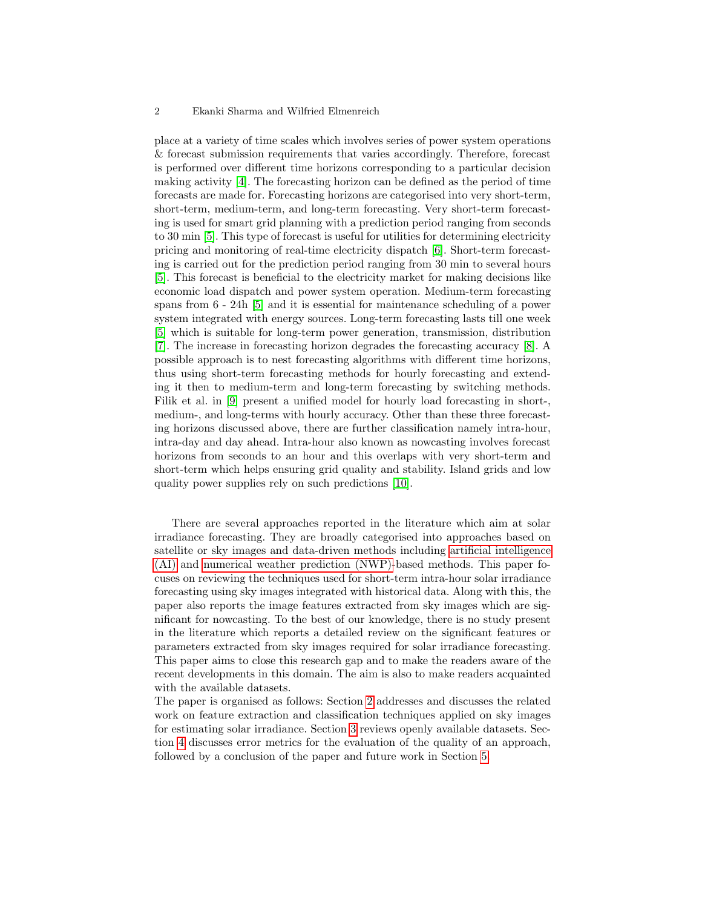place at a variety of time scales which involves series of power system operations & forecast submission requirements that varies accordingly. Therefore, forecast is performed over different time horizons corresponding to a particular decision making activity [4]. The forecasting horizon can be defined as the period of time forecasts are made for. Forecasting horizons are categorised into very short-term, short-term, medium-term, and long-term forecasting. Very short-term forecasting is used for smart grid planning with a prediction period ranging from seconds to 30 min [5]. This type of forecast is useful for utilities for determining electricity pricing and monitoring of real-time electricity dispatch [6]. Short-term forecasting is carried out for the prediction period ranging from 30 min to several hours [5]. This forecast is beneficial to the electricity market for making decisions like economic load dispatch and power system operation. Medium-term forecasting spans from 6 - 24h [5] and it is essential for maintenance scheduling of a power system integrated with energy sources. Long-term forecasting lasts till one week [5] which is suitable for long-term power generation, transmission, distribution [7]. The increase in forecasting horizon degrades the forecasting accuracy [8]. A possible approach is to nest forecasting algorithms with different time horizons, thus using short-term forecasting methods for hourly forecasting and extending it then to medium-term and long-term forecasting by switching methods. Filik et al. in [9] present a unified model for hourly load forecasting in short-, medium-, and long-terms with hourly accuracy. Other than these three forecasting horizons discussed above, there are further classification namely intra-hour, intra-day and day ahead. Intra-hour also known as nowcasting involves forecast horizons from seconds to an hour and this overlaps with very short-term and short-term which helps ensuring grid quality and stability. Island grids and low quality power supplies rely on such predictions [10].

There are several approaches reported in the literature which aim at solar irradiance forecasting. They are broadly categorised into approaches based on satellite or sky images and data-driven methods including artificial intelligence (AI) and numerical weather prediction (NWP)-based methods. This paper focuses on reviewing the techniques used for short-term intra-hour solar irradiance forecasting using sky images integrated with historical data. Along with this, the paper also reports the image features extracted from sky images which are significant for nowcasting. To the best of our knowledge, there is no study present in the literature which reports a detailed review on the significant features or parameters extracted from sky images required for solar irradiance forecasting. This paper aims to close this research gap and to make the readers aware of the recent developments in this domain. The aim is also to make readers acquainted with the available datasets.

The paper is organised as follows: Section 2 addresses and discusses the related work on feature extraction and classification techniques applied on sky images for estimating solar irradiance. Section 3 reviews openly available datasets. Section 4 discusses error metrics for the evaluation of the quality of an approach, followed by a conclusion of the paper and future work in Section 5.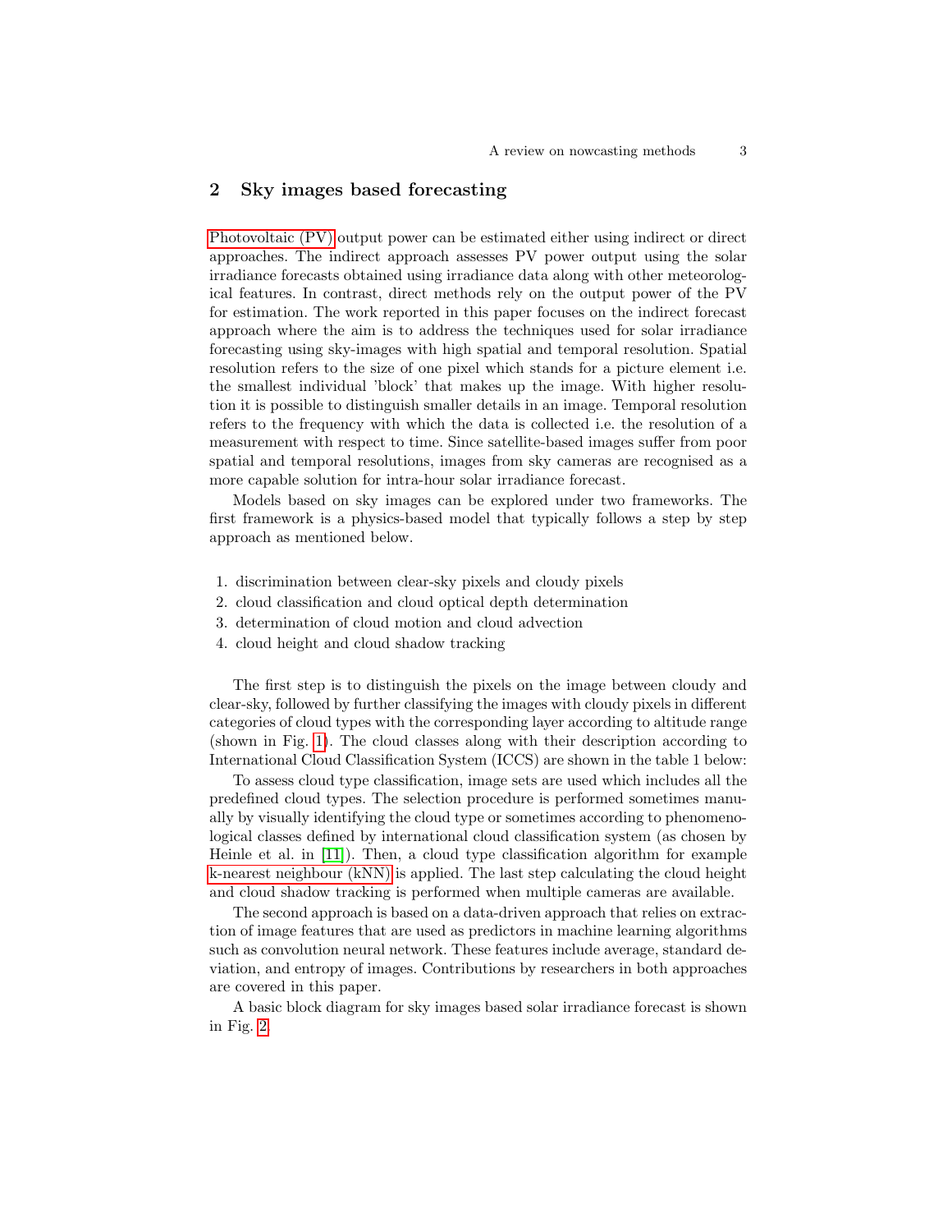## 2 Sky images based forecasting

Photovoltaic (PV) output power can be estimated either using indirect or direct approaches. The indirect approach assesses PV power output using the solar irradiance forecasts obtained using irradiance data along with other meteorological features. In contrast, direct methods rely on the output power of the PV for estimation. The work reported in this paper focuses on the indirect forecast approach where the aim is to address the techniques used for solar irradiance forecasting using sky-images with high spatial and temporal resolution. Spatial resolution refers to the size of one pixel which stands for a picture element i.e. the smallest individual 'block' that makes up the image. With higher resolution it is possible to distinguish smaller details in an image. Temporal resolution refers to the frequency with which the data is collected i.e. the resolution of a measurement with respect to time. Since satellite-based images suffer from poor spatial and temporal resolutions, images from sky cameras are recognised as a more capable solution for intra-hour solar irradiance forecast.

Models based on sky images can be explored under two frameworks. The first framework is a physics-based model that typically follows a step by step approach as mentioned below.

1. discrimination between clear-sky pixels and cloudy pixels
2. cloud classification and cloud optical depth determination
3. determination of cloud motion and cloud advection
4. cloud height and cloud shadow tracking

The first step is to distinguish the pixels on the image between cloudy and clear-sky, followed by further classifying the images with cloudy pixels in different categories of cloud types with the corresponding layer according to altitude range (shown in Fig. 1). The cloud classes along with their description according to International Cloud Classification System (ICCS) are shown in the table 1 below:

To assess cloud type classification, image sets are used which includes all the predefined cloud types. The selection procedure is performed sometimes manually by visually identifying the cloud type or sometimes according to phenomenological classes defined by international cloud classification system (as chosen by Heinle et al. in [11]). Then, a cloud type classification algorithm for example k-nearest neighbour (kNN) is applied. The last step calculating the cloud height and cloud shadow tracking is performed when multiple cameras are available.

The second approach is based on a data-driven approach that relies on extraction of image features that are used as predictors in machine learning algorithms such as convolution neural network. These features include average, standard deviation, and entropy of images. Contributions by researchers in both approaches are covered in this paper.

A basic block diagram for sky images based solar irradiance forecast is shown in Fig. 2.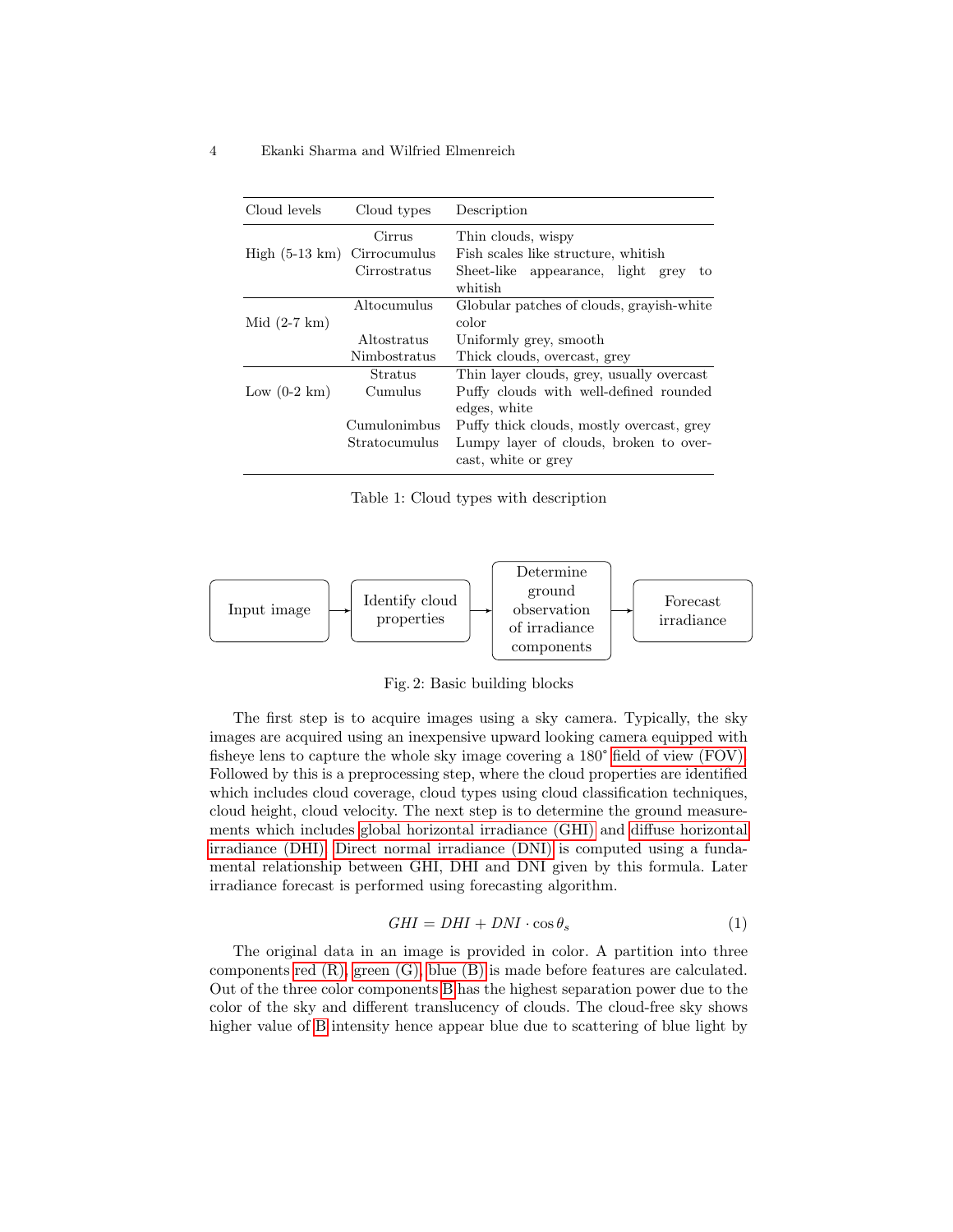| Cloud levels | Cloud types | Description |
| --- | --- | --- |
| High (5-13 km) | Cirrus | Thin clouds, wispy |
| | Cirrocumulus | Fish scales like structure, whitish |
| | Cirrostratus | Sheet-like appearance, light grey to whitish |
| Mid (2-7 km) | Altocumulus | Globular patches of clouds, grayish-white color |
| | Altostratus | Uniformly grey, smooth |
| | Nimbostratus | Thick clouds, overcast, grey |
| Low (0-2 km) | Stratus | Thin layer clouds, grey, usually overcast |
| | Cumulus | Puffy clouds with well-defined rounded edges, white |
| | Cumulonimbus | Puffy thick clouds, mostly overcast, grey |
| | Stratocumulus | Lumpy layer of clouds, broken to overcast, white or grey |

Table 1: Cloud types with description

Input image → Identify cloud properties → Determine ground observation of irradiance components → Forecast irradiance

Fig. 2: Basic building blocks

The first step is to acquire images using a sky camera. Typically, the sky images are acquired using an inexpensive upward looking camera equipped with fisheye lens to capture the whole sky image covering a 180° field of view (FOV). Followed by this is a preprocessing step, where the cloud properties are identified which includes cloud coverage, cloud types using cloud classification techniques, cloud height, cloud velocity. The next step is to determine the ground measurements which includes global horizontal irradiance (GHI) and diffuse horizontal irradiance (DHI). Direct normal irradiance (DNI) is computed using a fundamental relationship between GHI, DHI and DNI given by this formula. Later irradiance forecast is performed using forecasting algorithm.

$$GHI = DHI + DNI \cdot \cos\theta_s \tag{1}$$

The original data in an image is provided in color. A partition into three components red (R), green (G), blue (B) is made before features are calculated. Out of the three color components B has the highest separation power due to the color of the sky and different translucency of clouds. The cloud-free sky shows higher value of B intensity hence appear blue due to scattering of blue light by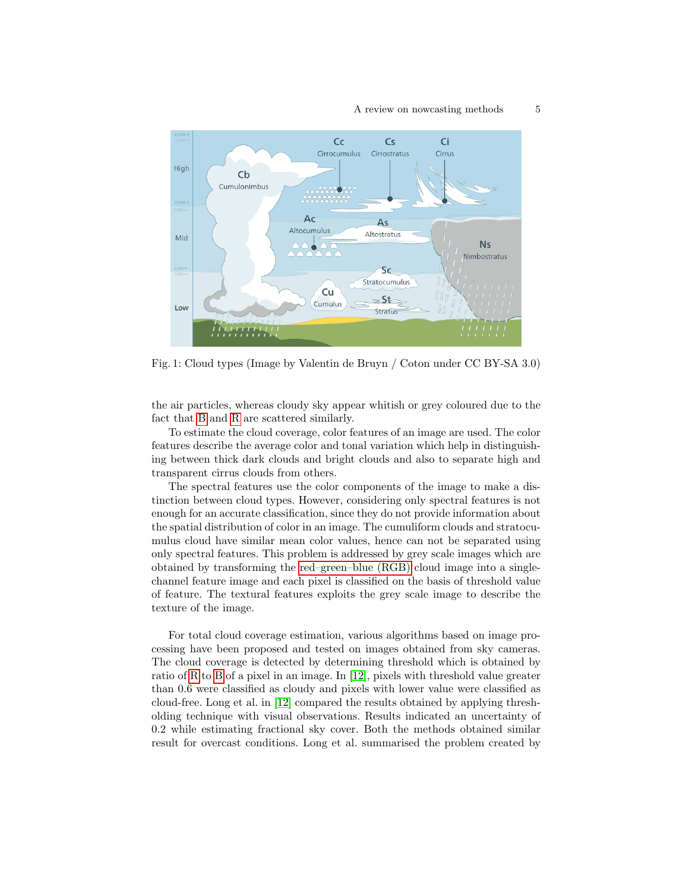Fig. 1: Cloud types (Image by Valentin de Bruyn / Coton under CC BY-SA 3.0)

the air particles, whereas cloudy sky appear whitish or grey coloured due to the fact that B and R are scattered similarly.

To estimate the cloud coverage, color features of an image are used. The color features describe the average color and tonal variation which help in distinguishing between thick dark clouds and bright clouds and also to separate high and transparent cirrus clouds from others.

The spectral features use the color components of the image to make a distinction between cloud types. However, considering only spectral features is not enough for an accurate classification, since they do not provide information about the spatial distribution of color in an image. The cumuliform clouds and stratocumulus cloud have similar mean color values, hence can not be separated using only spectral features. This problem is addressed by grey scale images which are obtained by transforming the red–green–blue (RGB) cloud image into a single-channel feature image and each pixel is classified on the basis of threshold value of feature. The textural features exploits the grey scale image to describe the texture of the image.

For total cloud coverage estimation, various algorithms based on image processing have been proposed and tested on images obtained from sky cameras. The cloud coverage is detected by determining threshold which is obtained by ratio of R to B of a pixel in an image. In [12], pixels with threshold value greater than 0.6 were classified as cloudy and pixels with lower value were classified as cloud-free. Long et al. in [12] compared the results obtained by applying thresholding technique with visual observations. Results indicated an uncertainty of 0.2 while estimating fractional sky cover. Both the methods obtained similar result for overcast conditions. Long et al. summarised the problem created by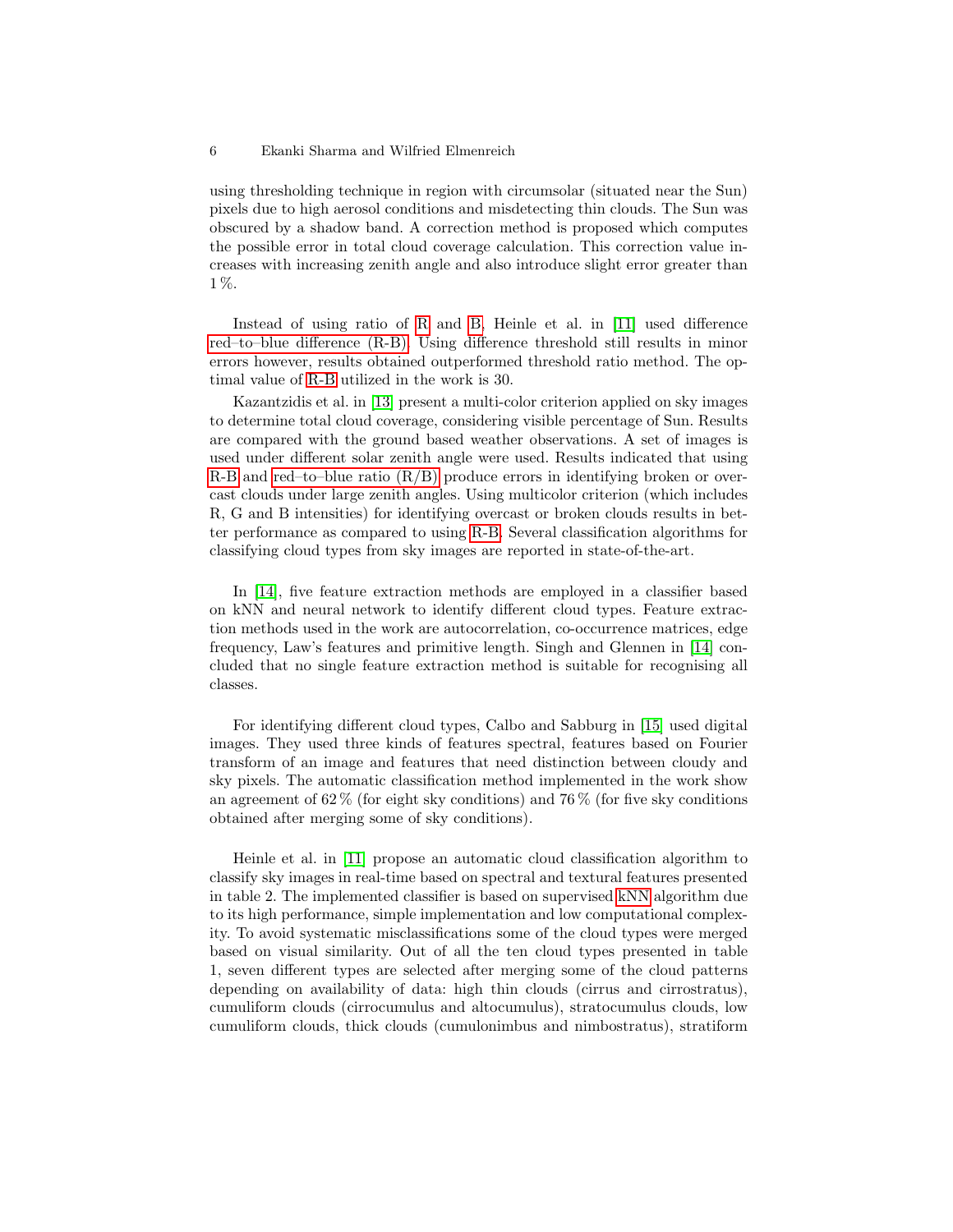using thresholding technique in region with circumsolar (situated near the Sun) pixels due to high aerosol conditions and misdetecting thin clouds. The Sun was obscured by a shadow band. A correction method is proposed which computes the possible error in total cloud coverage calculation. This correction value increases with increasing zenith angle and also introduce slight error greater than 1 %.

Instead of using ratio of R and B, Heinle et al. in [11] used difference red–to–blue difference (R-B). Using difference threshold still results in minor errors however, results obtained outperformed threshold ratio method. The optimal value of R-B utilized in the work is 30.

Kazantzidis et al. in [13] present a multi-color criterion applied on sky images to determine total cloud coverage, considering visible percentage of Sun. Results are compared with the ground based weather observations. A set of images is used under different solar zenith angle were used. Results indicated that using R-B and red–to–blue ratio (R/B) produce errors in identifying broken or overcast clouds under large zenith angles. Using multicolor criterion (which includes R, G and B intensities) for identifying overcast or broken clouds results in better performance as compared to using R-B. Several classification algorithms for classifying cloud types from sky images are reported in state-of-the-art.

In [14], five feature extraction methods are employed in a classifier based on kNN and neural network to identify different cloud types. Feature extraction methods used in the work are autocorrelation, co-occurrence matrices, edge frequency, Law's features and primitive length. Singh and Glennen in [14] concluded that no single feature extraction method is suitable for recognising all classes.

For identifying different cloud types, Calbo and Sabburg in [15] used digital images. They used three kinds of features spectral, features based on Fourier transform of an image and features that need distinction between cloudy and sky pixels. The automatic classification method implemented in the work show an agreement of 62 % (for eight sky conditions) and 76 % (for five sky conditions obtained after merging some of sky conditions).

Heinle et al. in [11] propose an automatic cloud classification algorithm to classify sky images in real-time based on spectral and textural features presented in table 2. The implemented classifier is based on supervised kNN algorithm due to its high performance, simple implementation and low computational complexity. To avoid systematic misclassifications some of the cloud types were merged based on visual similarity. Out of all the ten cloud types presented in table 1, seven different types are selected after merging some of the cloud patterns depending on availability of data: high thin clouds (cirrus and cirrostratus), cumuliform clouds (cirrocumulus and altocumulus), stratocumulus clouds, low cumuliform clouds, thick clouds (cumulonimbus and nimbostratus), stratiform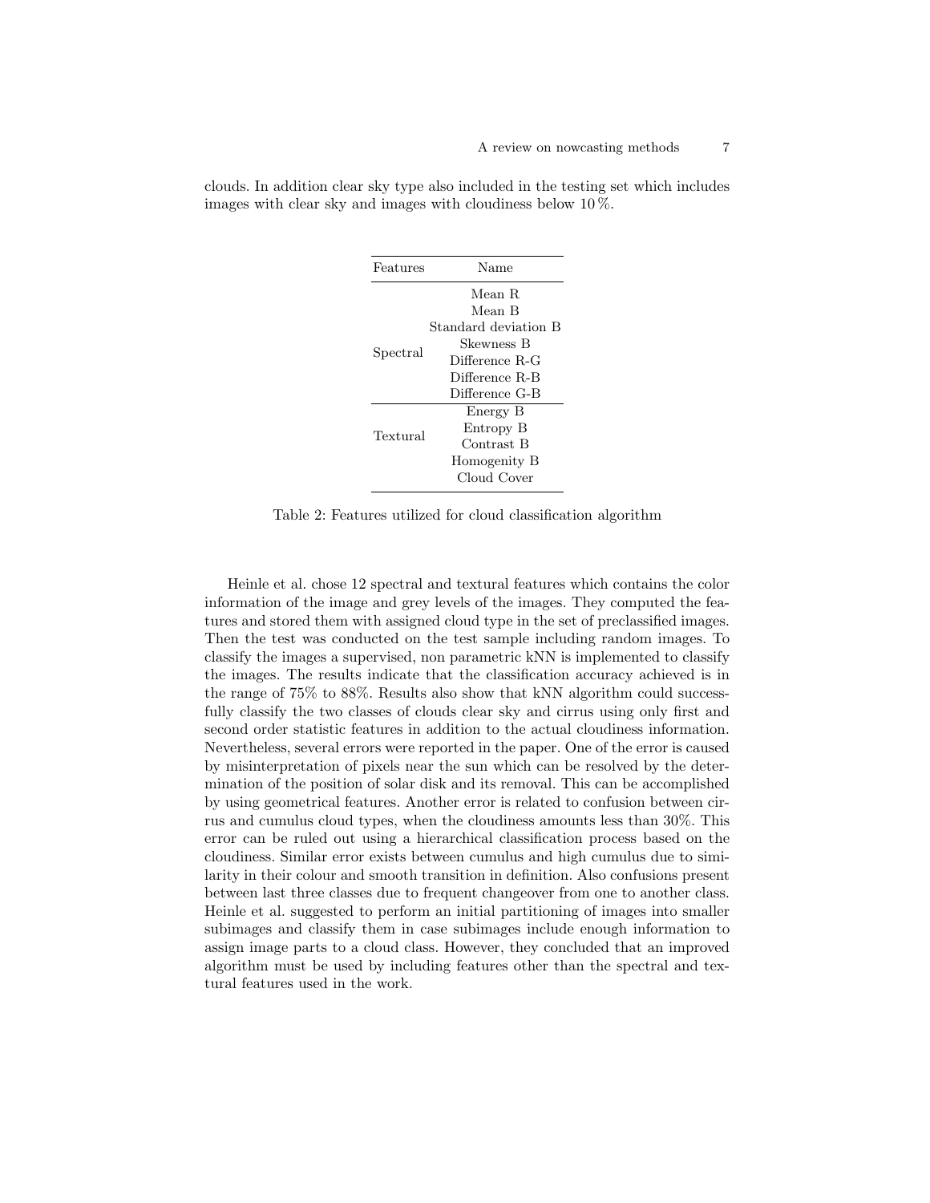clouds. In addition clear sky type also included in the testing set which includes images with clear sky and images with cloudiness below 10 %.

| Features | Name |
|---|---|
| Spectral | Mean R |
| | Mean B |
| | Standard deviation B |
| | Skewness B |
| | Difference R-G |
| | Difference R-B |
| | Difference G-B |
| Textural | Energy B |
| | Entropy B |
| | Contrast B |
| | Homogenity B |
| | Cloud Cover |

Table 2: Features utilized for cloud classification algorithm

Heinle et al. chose 12 spectral and textural features which contains the color information of the image and grey levels of the images. They computed the features and stored them with assigned cloud type in the set of preclassified images. Then the test was conducted on the test sample including random images. To classify the images a supervised, non parametric kNN is implemented to classify the images. The results indicate that the classification accuracy achieved is in the range of 75% to 88%. Results also show that kNN algorithm could successfully classify the two classes of clouds clear sky and cirrus using only first and second order statistic features in addition to the actual cloudiness information. Nevertheless, several errors were reported in the paper. One of the error is caused by misinterpretation of pixels near the sun which can be resolved by the determination of the position of solar disk and its removal. This can be accomplished by using geometrical features. Another error is related to confusion between cirrus and cumulus cloud types, when the cloudiness amounts less than 30%. This error can be ruled out using a hierarchical classification process based on the cloudiness. Similar error exists between cumulus and high cumulus due to similarity in their colour and smooth transition in definition. Also confusions present between last three classes due to frequent changeover from one to another class. Heinle et al. suggested to perform an initial partitioning of images into smaller subimages and classify them in case subimages include enough information to assign image parts to a cloud class. However, they concluded that an improved algorithm must be used by including features other than the spectral and textural features used in the work.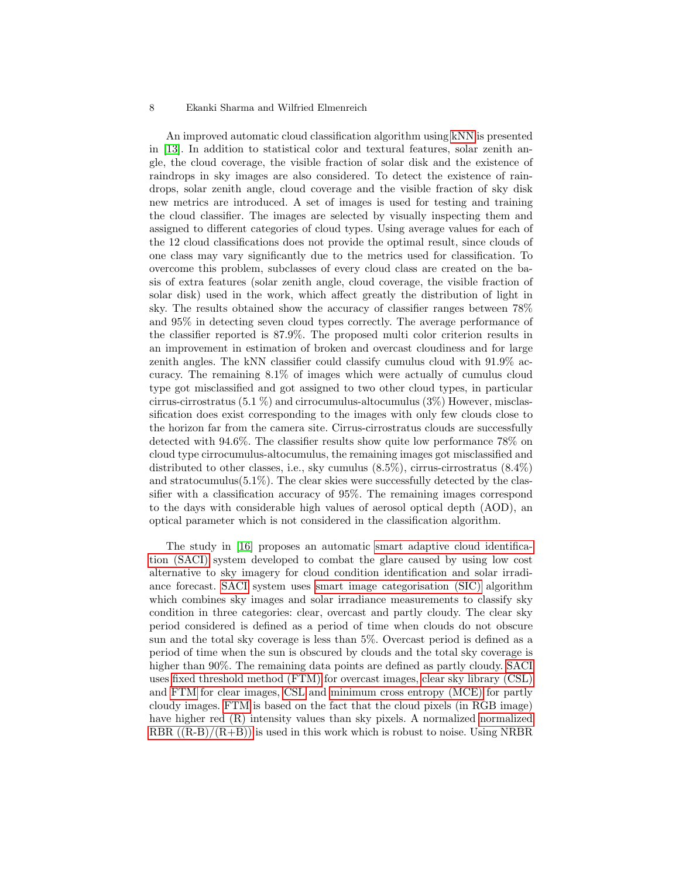An improved automatic cloud classification algorithm using kNN is presented in [13]. In addition to statistical color and textural features, solar zenith angle, the cloud coverage, the visible fraction of solar disk and the existence of raindrops in sky images are also considered. To detect the existence of raindrops, solar zenith angle, cloud coverage and the visible fraction of sky disk new metrics are introduced. A set of images is used for testing and training the cloud classifier. The images are selected by visually inspecting them and assigned to different categories of cloud types. Using average values for each of the 12 cloud classifications does not provide the optimal result, since clouds of one class may vary significantly due to the metrics used for classification. To overcome this problem, subclasses of every cloud class are created on the basis of extra features (solar zenith angle, cloud coverage, the visible fraction of solar disk) used in the work, which affect greatly the distribution of light in sky. The results obtained show the accuracy of classifier ranges between 78% and 95% in detecting seven cloud types correctly. The average performance of the classifier reported is 87.9%. The proposed multi color criterion results in an improvement in estimation of broken and overcast cloudiness and for large zenith angles. The kNN classifier could classify cumulus cloud with 91.9% accuracy. The remaining 8.1% of images which were actually of cumulus cloud type got misclassified and got assigned to two other cloud types, in particular cirrus-cirrostratus (5.1 %) and cirrocumulus-altocumulus (3%) However, misclassification does exist corresponding to the images with only few clouds close to the horizon far from the camera site. Cirrus-cirrostratus clouds are successfully detected with 94.6%. The classifier results show quite low performance 78% on cloud type cirrocumulus-altocumulus, the remaining images got misclassified and distributed to other classes, i.e., sky cumulus (8.5%), cirrus-cirrostratus (8.4%) and stratocumulus(5.1%). The clear skies were successfully detected by the classifier with a classification accuracy of 95%. The remaining images correspond to the days with considerable high values of aerosol optical depth (AOD), an optical parameter which is not considered in the classification algorithm.

The study in [16] proposes an automatic smart adaptive cloud identification (SACI) system developed to combat the glare caused by using low cost alternative to sky imagery for cloud condition identification and solar irradiance forecast. SACI system uses smart image categorisation (SIC) algorithm which combines sky images and solar irradiance measurements to classify sky condition in three categories: clear, overcast and partly cloudy. The clear sky period considered is defined as a period of time when clouds do not obscure sun and the total sky coverage is less than 5%. Overcast period is defined as a period of time when the sun is obscured by clouds and the total sky coverage is higher than 90%. The remaining data points are defined as partly cloudy. SACI uses fixed threshold method (FTM) for overcast images, clear sky library (CSL) and FTM for clear images, CSL and minimum cross entropy (MCE) for partly cloudy images. FTM is based on the fact that the cloud pixels (in RGB image) have higher red (R) intensity values than sky pixels. A normalized normalized RBR ((R-B)/(R+B)) is used in this work which is robust to noise. Using NRBR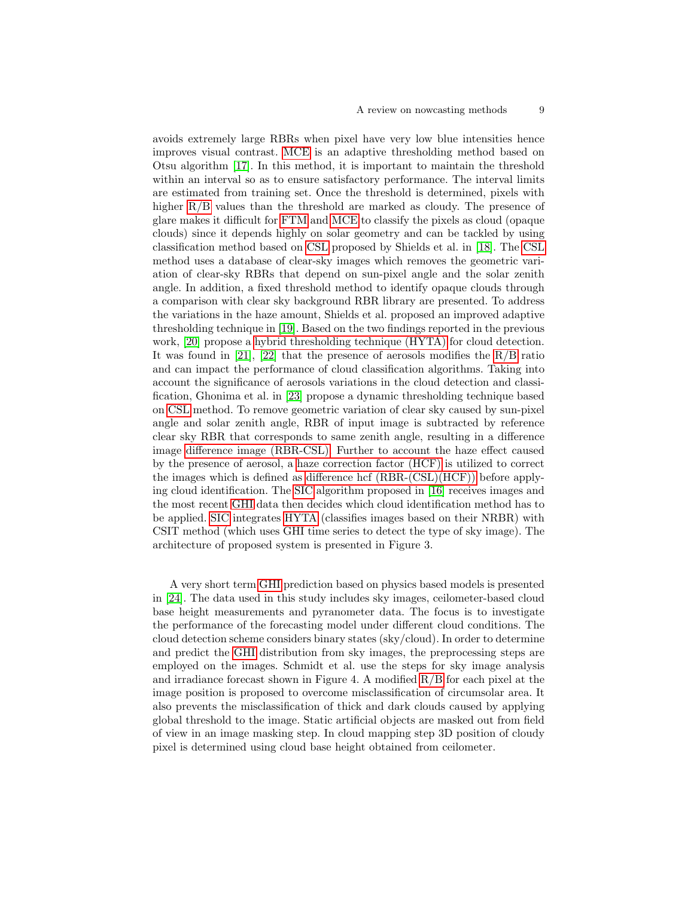avoids extremely large RBRs when pixel have very low blue intensities hence improves visual contrast. MCE is an adaptive thresholding method based on Otsu algorithm [17]. In this method, it is important to maintain the threshold within an interval so as to ensure satisfactory performance. The interval limits are estimated from training set. Once the threshold is determined, pixels with higher R/B values than the threshold are marked as cloudy. The presence of glare makes it difficult for FTM and MCE to classify the pixels as cloud (opaque clouds) since it depends highly on solar geometry and can be tackled by using classification method based on CSL proposed by Shields et al. in [18]. The CSL method uses a database of clear-sky images which removes the geometric variation of clear-sky RBRs that depend on sun-pixel angle and the solar zenith angle. In addition, a fixed threshold method to identify opaque clouds through a comparison with clear sky background RBR library are presented. To address the variations in the haze amount, Shields et al. proposed an improved adaptive thresholding technique in [19]. Based on the two findings reported in the previous work, [20] propose a hybrid thresholding technique (HYTA) for cloud detection. It was found in [21], [22] that the presence of aerosols modifies the R/B ratio and can impact the performance of cloud classification algorithms. Taking into account the significance of aerosols variations in the cloud detection and classification, Ghonima et al. in [23] propose a dynamic thresholding technique based on CSL method. To remove geometric variation of clear sky caused by sun-pixel angle and solar zenith angle, RBR of input image is subtracted by reference clear sky RBR that corresponds to same zenith angle, resulting in a difference image difference image (RBR-CSL). Further to account the haze effect caused by the presence of aerosol, a haze correction factor (HCF) is utilized to correct the images which is defined as difference hcf (RBR-(CSL)(HCF)) before applying cloud identification. The SIC algorithm proposed in [16] receives images and the most recent GHI data then decides which cloud identification method has to be applied. SIC integrates HYTA (classifies images based on their NRBR) with CSIT method (which uses GHI time series to detect the type of sky image). The architecture of proposed system is presented in Figure 3.

A very short term GHI prediction based on physics based models is presented in [24]. The data used in this study includes sky images, ceilometer-based cloud base height measurements and pyranometer data. The focus is to investigate the performance of the forecasting model under different cloud conditions. The cloud detection scheme considers binary states (sky/cloud). In order to determine and predict the GHI distribution from sky images, the preprocessing steps are employed on the images. Schmidt et al. use the steps for sky image analysis and irradiance forecast shown in Figure 4. A modified R/B for each pixel at the image position is proposed to overcome misclassification of circumsolar area. It also prevents the misclassification of thick and dark clouds caused by applying global threshold to the image. Static artificial objects are masked out from field of view in an image masking step. In cloud mapping step 3D position of cloudy pixel is determined using cloud base height obtained from ceilometer.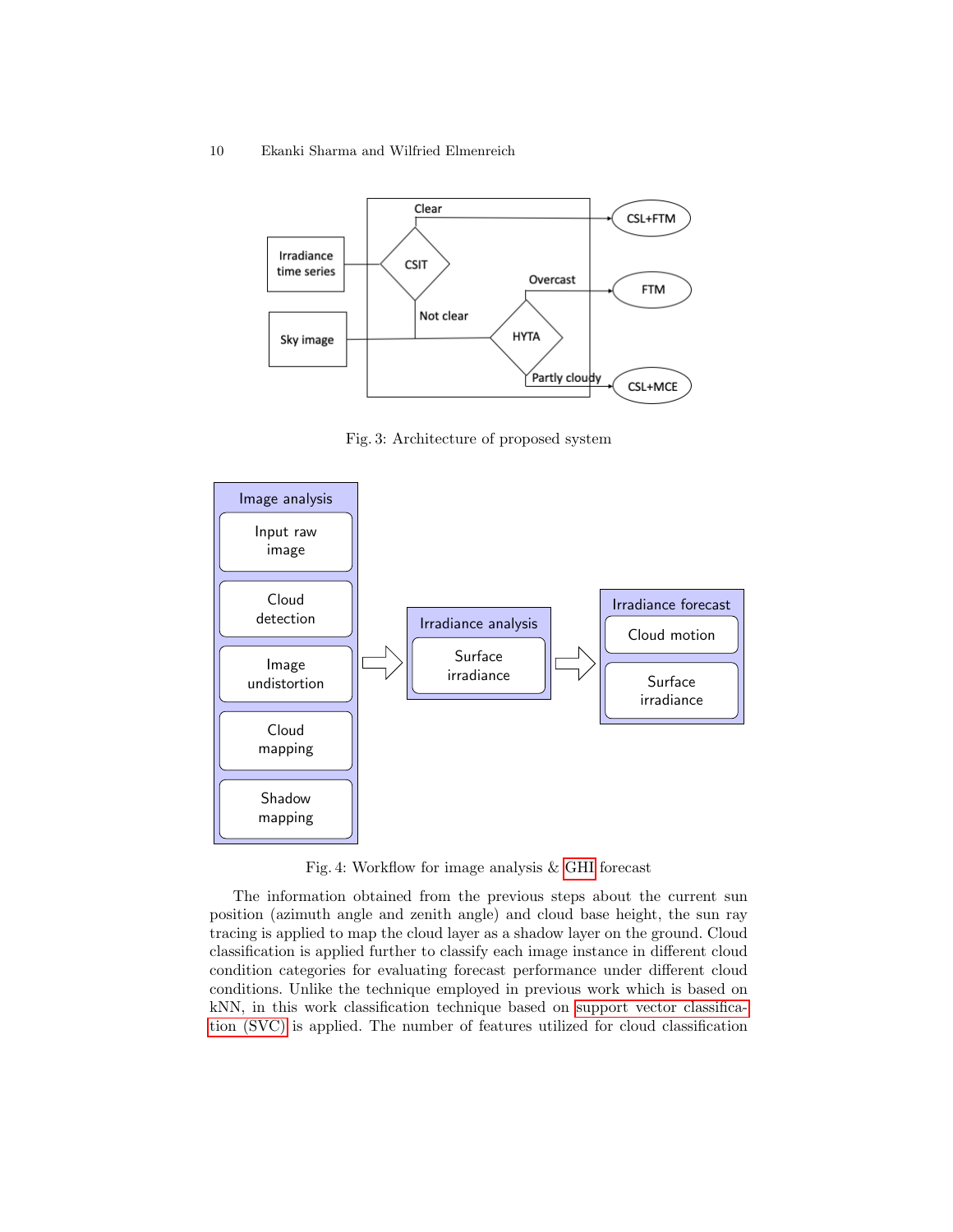Fig. 3: Architecture of proposed system

Fig. 4: Workflow for image analysis & GHI forecast

The information obtained from the previous steps about the current sun position (azimuth angle and zenith angle) and cloud base height, the sun ray tracing is applied to map the cloud layer as a shadow layer on the ground. Cloud classification is applied further to classify each image instance in different cloud condition categories for evaluating forecast performance under different cloud conditions. Unlike the technique employed in previous work which is based on kNN, in this work classification technique based on support vector classification (SVC) is applied. The number of features utilized for cloud classification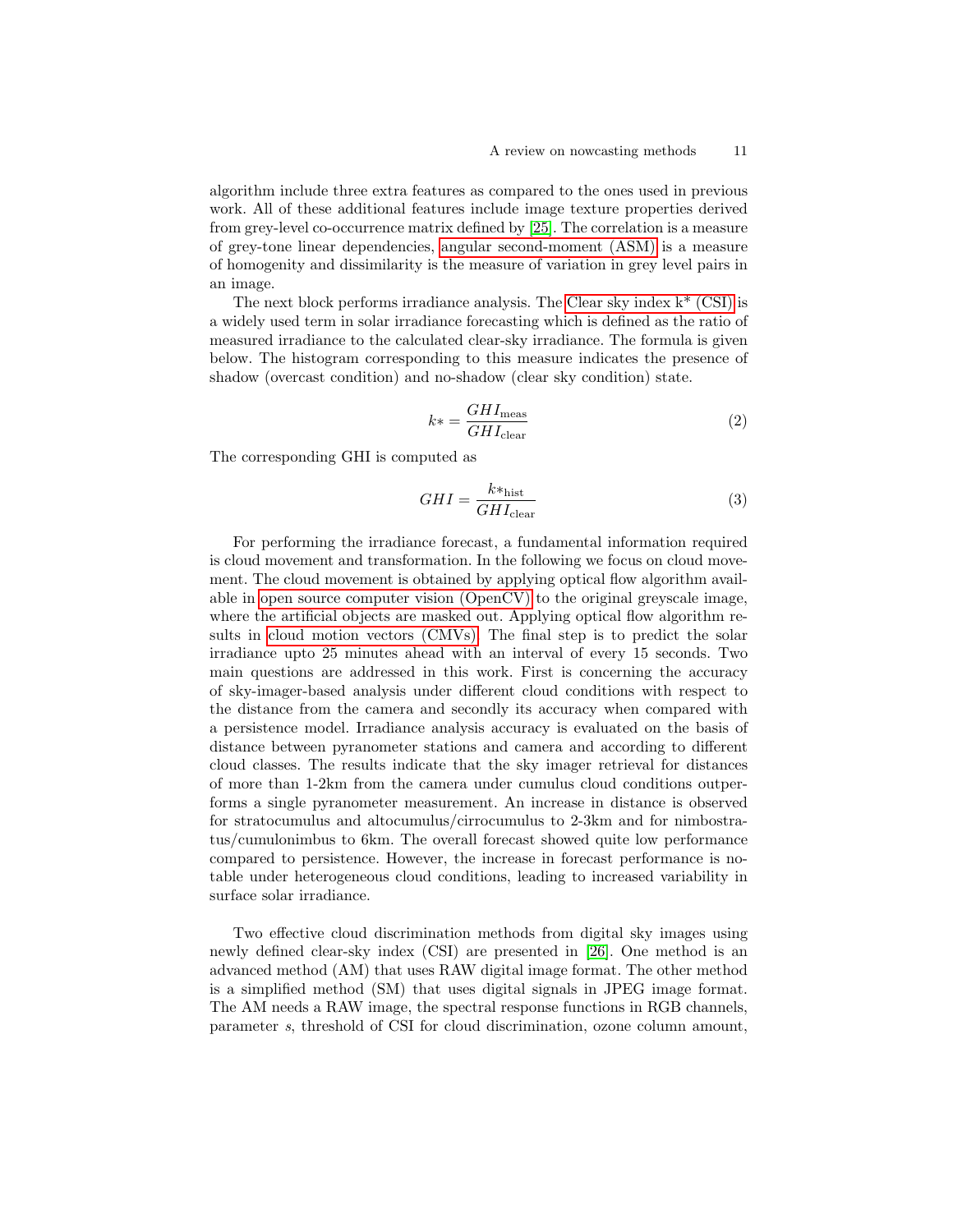algorithm include three extra features as compared to the ones used in previous work. All of these additional features include image texture properties derived from grey-level co-occurrence matrix defined by [25]. The correlation is a measure of grey-tone linear dependencies, angular second-moment (ASM) is a measure of homogenity and dissimilarity is the measure of variation in grey level pairs in an image.

The next block performs irradiance analysis. The Clear sky index k* (CSI) is a widely used term in solar irradiance forecasting which is defined as the ratio of measured irradiance to the calculated clear-sky irradiance. The formula is given below. The histogram corresponding to this measure indicates the presence of shadow (overcast condition) and no-shadow (clear sky condition) state.

$$k* = \frac{GHI_{\text{meas}}}{GHI_{\text{clear}}} \tag{2}$$

The corresponding GHI is computed as

$$GHI = \frac{k*_{\text{hist}}}{GHI_{\text{clear}}} \tag{3}$$

For performing the irradiance forecast, a fundamental information required is cloud movement and transformation. In the following we focus on cloud movement. The cloud movement is obtained by applying optical flow algorithm available in open source computer vision (OpenCV) to the original greyscale image, where the artificial objects are masked out. Applying optical flow algorithm results in cloud motion vectors (CMVs). The final step is to predict the solar irradiance upto 25 minutes ahead with an interval of every 15 seconds. Two main questions are addressed in this work. First is concerning the accuracy of sky-imager-based analysis under different cloud conditions with respect to the distance from the camera and secondly its accuracy when compared with a persistence model. Irradiance analysis accuracy is evaluated on the basis of distance between pyranometer stations and camera and according to different cloud classes. The results indicate that the sky imager retrieval for distances of more than 1-2km from the camera under cumulus cloud conditions outperforms a single pyranometer measurement. An increase in distance is observed for stratocumulus and altocumulus/cirrocumulus to 2-3km and for nimbostratus/cumulonimbus to 6km. The overall forecast showed quite low performance compared to persistence. However, the increase in forecast performance is notable under heterogeneous cloud conditions, leading to increased variability in surface solar irradiance.

Two effective cloud discrimination methods from digital sky images using newly defined clear-sky index (CSI) are presented in [26]. One method is an advanced method (AM) that uses RAW digital image format. The other method is a simplified method (SM) that uses digital signals in JPEG image format. The AM needs a RAW image, the spectral response functions in RGB channels, parameter $s$, threshold of CSI for cloud discrimination, ozone column amount,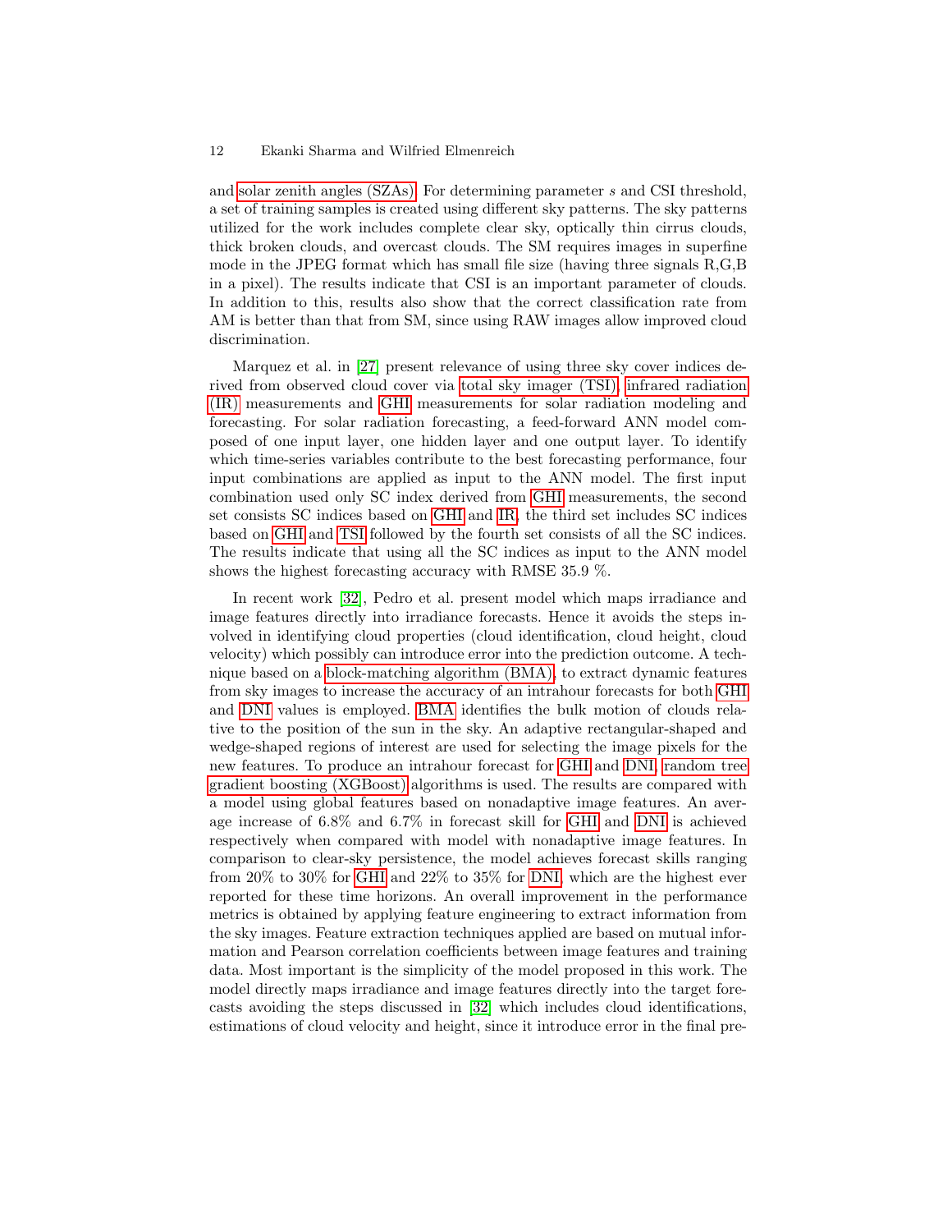and solar zenith angles (SZAs). For determining parameter $s$ and CSI threshold, a set of training samples is created using different sky patterns. The sky patterns utilized for the work includes complete clear sky, optically thin cirrus clouds, thick broken clouds, and overcast clouds. The SM requires images in superfine mode in the JPEG format which has small file size (having three signals R,G,B in a pixel). The results indicate that CSI is an important parameter of clouds. In addition to this, results also show that the correct classification rate from AM is better than that from SM, since using RAW images allow improved cloud discrimination.

Marquez et al. in [27] present relevance of using three sky cover indices derived from observed cloud cover via total sky imager (TSI), infrared radiation (IR) measurements and GHI measurements for solar radiation modeling and forecasting. For solar radiation forecasting, a feed-forward ANN model composed of one input layer, one hidden layer and one output layer. To identify which time-series variables contribute to the best forecasting performance, four input combinations are applied as input to the ANN model. The first input combination used only SC index derived from GHI measurements, the second set consists SC indices based on GHI and IR, the third set includes SC indices based on GHI and TSI followed by the fourth set consists of all the SC indices. The results indicate that using all the SC indices as input to the ANN model shows the highest forecasting accuracy with RMSE 35.9 %.

In recent work [32], Pedro et al. present model which maps irradiance and image features directly into irradiance forecasts. Hence it avoids the steps involved in identifying cloud properties (cloud identification, cloud height, cloud velocity) which possibly can introduce error into the prediction outcome. A technique based on a block-matching algorithm (BMA), to extract dynamic features from sky images to increase the accuracy of an intrahour forecasts for both GHI and DNI values is employed. BMA identifies the bulk motion of clouds relative to the position of the sun in the sky. An adaptive rectangular-shaped and wedge-shaped regions of interest are used for selecting the image pixels for the new features. To produce an intrahour forecast for GHI and DNI, random tree gradient boosting (XGBoost) algorithms is used. The results are compared with a model using global features based on nonadaptive image features. An average increase of 6.8% and 6.7% in forecast skill for GHI and DNI is achieved respectively when compared with model with nonadaptive image features. In comparison to clear-sky persistence, the model achieves forecast skills ranging from 20% to 30% for GHI and 22% to 35% for DNI, which are the highest ever reported for these time horizons. An overall improvement in the performance metrics is obtained by applying feature engineering to extract information from the sky images. Feature extraction techniques applied are based on mutual information and Pearson correlation coefficients between image features and training data. Most important is the simplicity of the model proposed in this work. The model directly maps irradiance and image features directly into the target forecasts avoiding the steps discussed in [32] which includes cloud identifications, estimations of cloud velocity and height, since it introduce error in the final pre-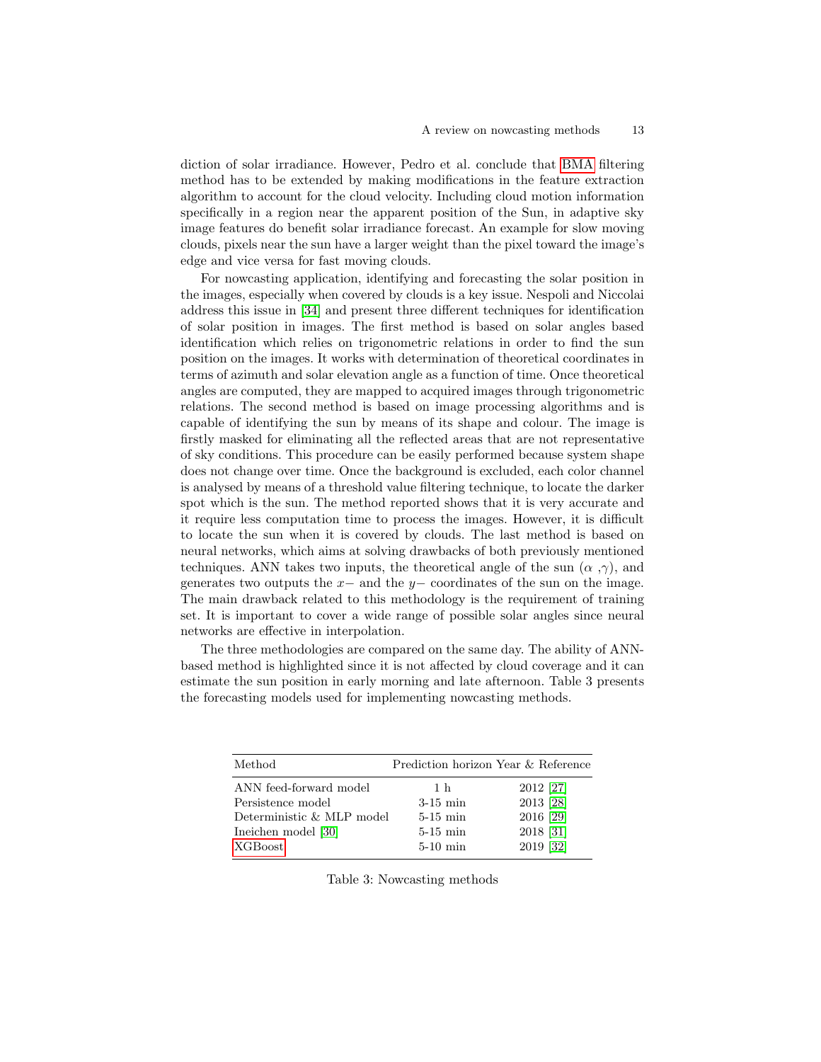diction of solar irradiance. However, Pedro et al. conclude that BMA filtering method has to be extended by making modifications in the feature extraction algorithm to account for the cloud velocity. Including cloud motion information specifically in a region near the apparent position of the Sun, in adaptive sky image features do benefit solar irradiance forecast. An example for slow moving clouds, pixels near the sun have a larger weight than the pixel toward the image's edge and vice versa for fast moving clouds.

For nowcasting application, identifying and forecasting the solar position in the images, especially when covered by clouds is a key issue. Nespoli and Niccolai address this issue in [34] and present three different techniques for identification of solar position in images. The first method is based on solar angles based identification which relies on trigonometric relations in order to find the sun position on the images. It works with determination of theoretical coordinates in terms of azimuth and solar elevation angle as a function of time. Once theoretical angles are computed, they are mapped to acquired images through trigonometric relations. The second method is based on image processing algorithms and is capable of identifying the sun by means of its shape and colour. The image is firstly masked for eliminating all the reflected areas that are not representative of sky conditions. This procedure can be easily performed because system shape does not change over time. Once the background is excluded, each color channel is analysed by means of a threshold value filtering technique, to locate the darker spot which is the sun. The method reported shows that it is very accurate and it require less computation time to process the images. However, it is difficult to locate the sun when it is covered by clouds. The last method is based on neural networks, which aims at solving drawbacks of both previously mentioned techniques. ANN takes two inputs, the theoretical angle of the sun ($\alpha$ ,$\gamma$), and generates two outputs the $x-$ and the $y-$ coordinates of the sun on the image. The main drawback related to this methodology is the requirement of training set. It is important to cover a wide range of possible solar angles since neural networks are effective in interpolation.

The three methodologies are compared on the same day. The ability of ANN-based method is highlighted since it is not affected by cloud coverage and it can estimate the sun position in early morning and late afternoon. Table 3 presents the forecasting models used for implementing nowcasting methods.

| Method | Prediction horizon | Year & Reference |
|---|---|---|
| ANN feed-forward model | 1 h | 2012 [27] |
| Persistence model | 3-15 min | 2013 [28] |
| Deterministic & MLP model | 5-15 min | 2016 [29] |
| Ineichen model [30] | 5-15 min | 2018 [31] |
| XGBoost | 5-10 min | 2019 [32] |

Table 3: Nowcasting methods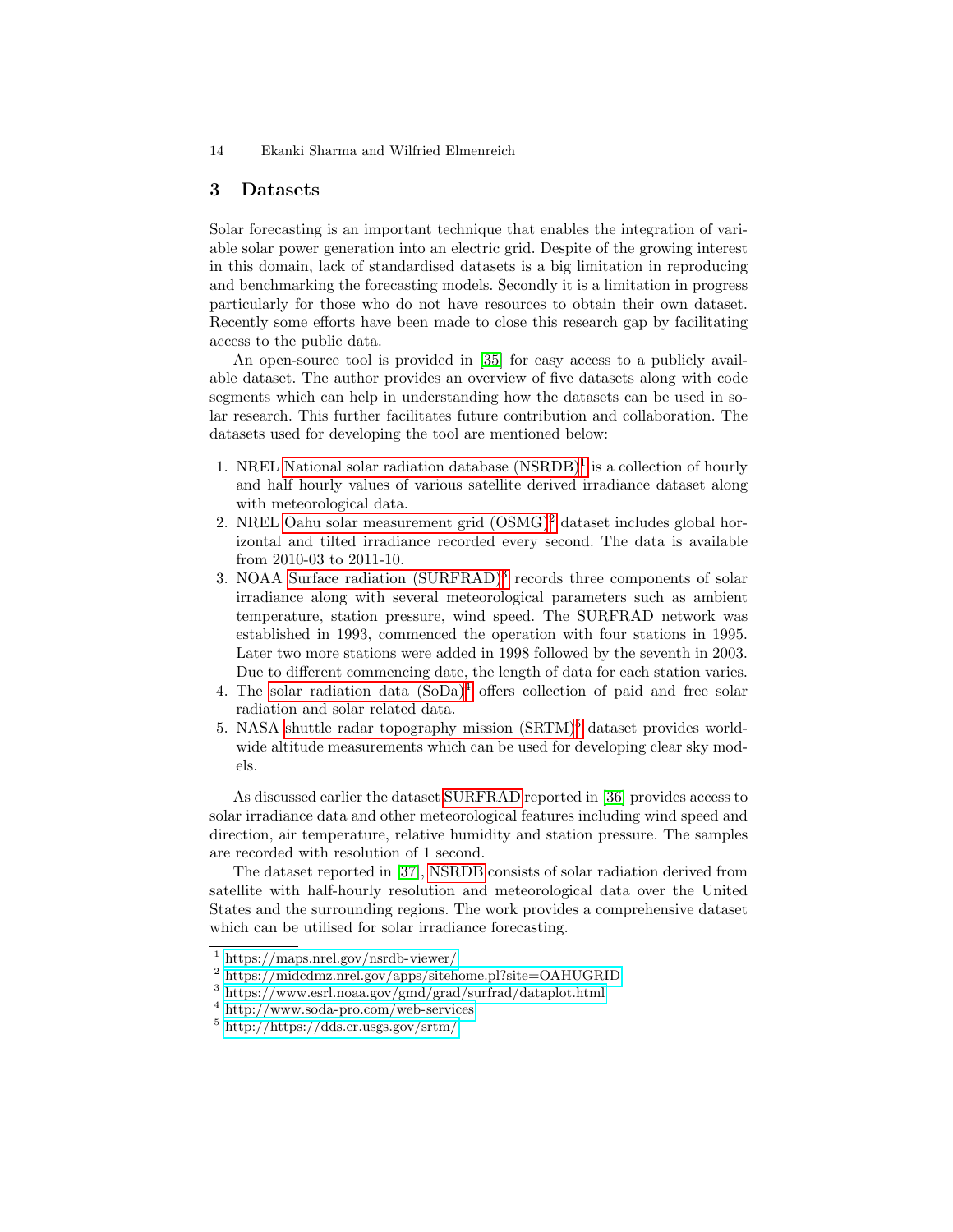## 3 Datasets

Solar forecasting is an important technique that enables the integration of variable solar power generation into an electric grid. Despite of the growing interest in this domain, lack of standardised datasets is a big limitation in reproducing and benchmarking the forecasting models. Secondly it is a limitation in progress particularly for those who do not have resources to obtain their own dataset. Recently some efforts have been made to close this research gap by facilitating access to the public data.

An open-source tool is provided in [35] for easy access to a publicly available dataset. The author provides an overview of five datasets along with code segments which can help in understanding how the datasets can be used in solar research. This further facilitates future contribution and collaboration. The datasets used for developing the tool are mentioned below:

1. NREL National solar radiation database (NSRDB)[1] is a collection of hourly and half hourly values of various satellite derived irradiance dataset along with meteorological data.
2. NREL Oahu solar measurement grid (OSMG)[2] dataset includes global horizontal and tilted irradiance recorded every second. The data is available from 2010-03 to 2011-10.
3. NOAA Surface radiation (SURFRAD)[3] records three components of solar irradiance along with several meteorological parameters such as ambient temperature, station pressure, wind speed. The SURFRAD network was established in 1993, commenced the operation with four stations in 1995. Later two more stations were added in 1998 followed by the seventh in 2003. Due to different commencing date, the length of data for each station varies.
4. The solar radiation data (SoDa)[4] offers collection of paid and free solar radiation and solar related data.
5. NASA shuttle radar topography mission (SRTM)[5] dataset provides worldwide altitude measurements which can be used for developing clear sky models.

As discussed earlier the dataset SURFRAD reported in [36] provides access to solar irradiance data and other meteorological features including wind speed and direction, air temperature, relative humidity and station pressure. The samples are recorded with resolution of 1 second.

The dataset reported in [37], NSRDB consists of solar radiation derived from satellite with half-hourly resolution and meteorological data over the United States and the surrounding regions. The work provides a comprehensive dataset which can be utilised for solar irradiance forecasting.

---

[1] https://maps.nrel.gov/nsrdb-viewer/
[2] https://midcdmz.nrel.gov/apps/sitehome.pl?site=OAHUGRID
[3] https://www.esrl.noaa.gov/gmd/grad/surfrad/dataplot.html
[4] http://www.soda-pro.com/web-services
[5] http://https://dds.cr.usgs.gov/srtm/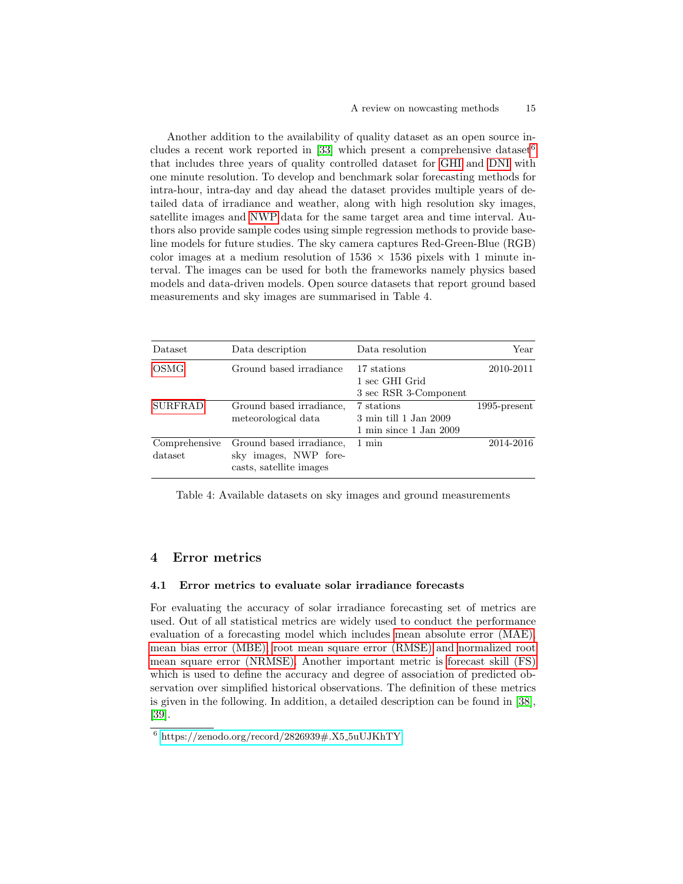Another addition to the availability of quality dataset as an open source includes a recent work reported in [33] which present a comprehensive dataset[6] that includes three years of quality controlled dataset for GHI and DNI with one minute resolution. To develop and benchmark solar forecasting methods for intra-hour, intra-day and day ahead the dataset provides multiple years of detailed data of irradiance and weather, along with high resolution sky images, satellite images and NWP data for the same target area and time interval. Authors also provide sample codes using simple regression methods to provide baseline models for future studies. The sky camera captures Red-Green-Blue (RGB) color images at a medium resolution of 1536 × 1536 pixels with 1 minute interval. The images can be used for both the frameworks namely physics based models and data-driven models. Open source datasets that report ground based measurements and sky images are summarised in Table 4.

| Dataset | Data description | Data resolution | Year |
|---|---|---|---|
| OSMG | Ground based irradiance | 17 stations<br>1 sec GHI Grid<br>3 sec RSR 3-Component | 2010-2011 |
| SURFRAD | Ground based irradiance, meteorological data | 7 stations<br>3 min till 1 Jan 2009<br>1 min since 1 Jan 2009 | 1995-present |
| Comprehensive dataset | Ground based irradiance, sky images, NWP forecasts, satellite images | 1 min | 2014-2016 |

Table 4: Available datasets on sky images and ground measurements

## 4 Error metrics

### 4.1 Error metrics to evaluate solar irradiance forecasts

For evaluating the accuracy of solar irradiance forecasting set of metrics are used. Out of all statistical metrics are widely used to conduct the performance evaluation of a forecasting model which includes mean absolute error (MAE), mean bias error (MBE), root mean square error (RMSE) and normalized root mean square error (NRMSE). Another important metric is forecast skill (FS) which is used to define the accuracy and degree of association of predicted observation over simplified historical observations. The definition of these metrics is given in the following. In addition, a detailed description can be found in [38], [39].

[6] https://zenodo.org/record/2826939#.X5_5uUJKhTY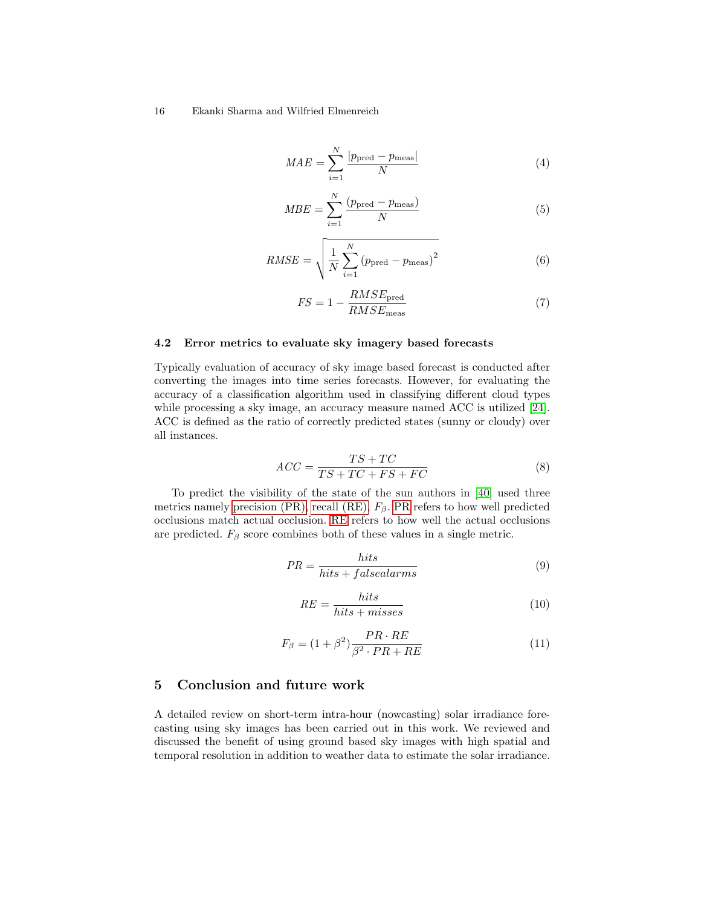$$MAE = \sum_{i=1}^{N} \frac{|p_{\text{pred}} - p_{\text{meas}}|}{N} \tag{4}$$

$$MBE = \sum_{i=1}^{N} \frac{(p_{\text{pred}} - p_{\text{meas}})}{N} \tag{5}$$

$$RMSE = \sqrt{\frac{1}{N} \sum_{i=1}^{N} (p_{\text{pred}} - p_{\text{meas}})^2} \tag{6}$$

$$FS = 1 - \frac{RMSE_{\text{pred}}}{RMSE_{\text{meas}}} \tag{7}$$

### 4.2 Error metrics to evaluate sky imagery based forecasts

Typically evaluation of accuracy of sky image based forecast is conducted after converting the images into time series forecasts. However, for evaluating the accuracy of a classification algorithm used in classifying different cloud types while processing a sky image, an accuracy measure named ACC is utilized [24]. ACC is defined as the ratio of correctly predicted states (sunny or cloudy) over all instances.

$$ACC = \frac{TS + TC}{TS + TC + FS + FC} \tag{8}$$

To predict the visibility of the state of the sun authors in [40] used three metrics namely precision (PR), recall (RE), $F_\beta$. PR refers to how well predicted occlusions match actual occlusion. RE refers to how well the actual occlusions are predicted. $F_\beta$ score combines both of these values in a single metric.

$$PR = \frac{hits}{hits + falsealarms} \tag{9}$$

$$RE = \frac{hits}{hits + misses} \tag{10}$$

$$F_\beta = (1 + \beta^2) \frac{PR \cdot RE}{\beta^2 \cdot PR + RE} \tag{11}$$

## 5 Conclusion and future work

A detailed review on short-term intra-hour (nowcasting) solar irradiance forecasting using sky images has been carried out in this work. We reviewed and discussed the benefit of using ground based sky images with high spatial and temporal resolution in addition to weather data to estimate the solar irradiance.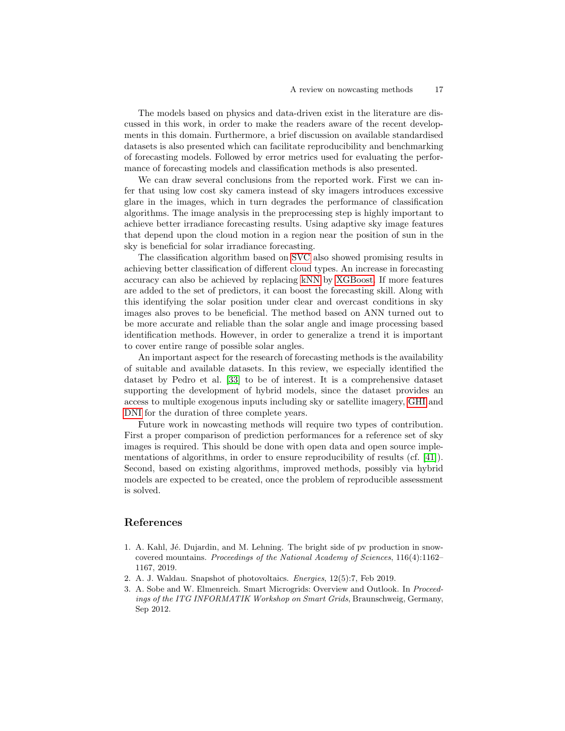The models based on physics and data-driven exist in the literature are discussed in this work, in order to make the readers aware of the recent developments in this domain. Furthermore, a brief discussion on available standardised datasets is also presented which can facilitate reproducibility and benchmarking of forecasting models. Followed by error metrics used for evaluating the performance of forecasting models and classification methods is also presented.

We can draw several conclusions from the reported work. First we can infer that using low cost sky camera instead of sky imagers introduces excessive glare in the images, which in turn degrades the performance of classification algorithms. The image analysis in the preprocessing step is highly important to achieve better irradiance forecasting results. Using adaptive sky image features that depend upon the cloud motion in a region near the position of sun in the sky is beneficial for solar irradiance forecasting.

The classification algorithm based on SVC also showed promising results in achieving better classification of different cloud types. An increase in forecasting accuracy can also be achieved by replacing kNN by XGBoost. If more features are added to the set of predictors, it can boost the forecasting skill. Along with this identifying the solar position under clear and overcast conditions in sky images also proves to be beneficial. The method based on ANN turned out to be more accurate and reliable than the solar angle and image processing based identification methods. However, in order to generalize a trend it is important to cover entire range of possible solar angles.

An important aspect for the research of forecasting methods is the availability of suitable and available datasets. In this review, we especially identified the dataset by Pedro et al. [33] to be of interest. It is a comprehensive dataset supporting the development of hybrid models, since the dataset provides an access to multiple exogenous inputs including sky or satellite imagery, GHI and DNI for the duration of three complete years.

Future work in nowcasting methods will require two types of contribution. First a proper comparison of prediction performances for a reference set of sky images is required. This should be done with open data and open source implementations of algorithms, in order to ensure reproducibility of results (cf. [41]). Second, based on existing algorithms, improved methods, possibly via hybrid models are expected to be created, once the problem of reproducible assessment is solved.

## References

1. A. Kahl, Jé. Dujardin, and M. Lehning. The bright side of pv production in snow-covered mountains. *Proceedings of the National Academy of Sciences*, 116(4):1162–1167, 2019.
2. A. J. Waldau. Snapshot of photovoltaics. *Energies*, 12(5):7, Feb 2019.
3. A. Sobe and W. Elmenreich. Smart Microgrids: Overview and Outlook. In *Proceedings of the ITG INFORMATIK Workshop on Smart Grids*, Braunschweig, Germany, Sep 2012.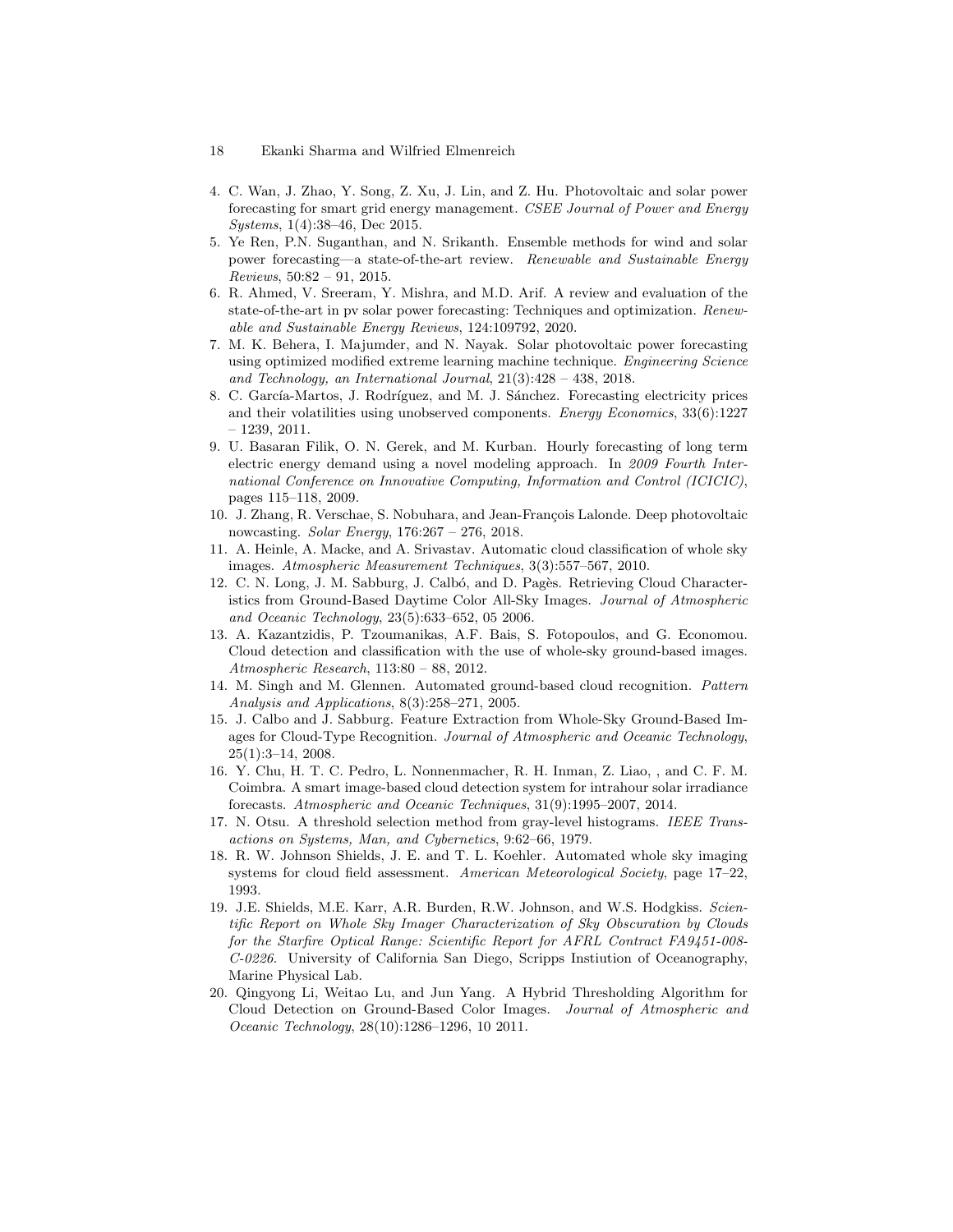4. C. Wan, J. Zhao, Y. Song, Z. Xu, J. Lin, and Z. Hu. Photovoltaic and solar power forecasting for smart grid energy management. *CSEE Journal of Power and Energy Systems*, 1(4):38–46, Dec 2015.
5. Ye Ren, P.N. Suganthan, and N. Srikanth. Ensemble methods for wind and solar power forecasting—a state-of-the-art review. *Renewable and Sustainable Energy Reviews*, 50:82 – 91, 2015.
6. R. Ahmed, V. Sreeram, Y. Mishra, and M.D. Arif. A review and evaluation of the state-of-the-art in pv solar power forecasting: Techniques and optimization. *Renewable and Sustainable Energy Reviews*, 124:109792, 2020.
7. M. K. Behera, I. Majumder, and N. Nayak. Solar photovoltaic power forecasting using optimized modified extreme learning machine technique. *Engineering Science and Technology, an International Journal*, 21(3):428 – 438, 2018.
8. C. García-Martos, J. Rodríguez, and M. J. Sánchez. Forecasting electricity prices and their volatilities using unobserved components. *Energy Economics*, 33(6):1227 – 1239, 2011.
9. U. Basaran Filik, O. N. Gerek, and M. Kurban. Hourly forecasting of long term electric energy demand using a novel modeling approach. In *2009 Fourth International Conference on Innovative Computing, Information and Control (ICICIC)*, pages 115–118, 2009.
10. J. Zhang, R. Verschae, S. Nobuhara, and Jean-François Lalonde. Deep photovoltaic nowcasting. *Solar Energy*, 176:267 – 276, 2018.
11. A. Heinle, A. Macke, and A. Srivastav. Automatic cloud classification of whole sky images. *Atmospheric Measurement Techniques*, 3(3):557–567, 2010.
12. C. N. Long, J. M. Sabburg, J. Calbó, and D. Pagès. Retrieving Cloud Characteristics from Ground-Based Daytime Color All-Sky Images. *Journal of Atmospheric and Oceanic Technology*, 23(5):633–652, 05 2006.
13. A. Kazantzidis, P. Tzoumanikas, A.F. Bais, S. Fotopoulos, and G. Economou. Cloud detection and classification with the use of whole-sky ground-based images. *Atmospheric Research*, 113:80 – 88, 2012.
14. M. Singh and M. Glennen. Automated ground-based cloud recognition. *Pattern Analysis and Applications*, 8(3):258–271, 2005.
15. J. Calbo and J. Sabburg. Feature Extraction from Whole-Sky Ground-Based Images for Cloud-Type Recognition. *Journal of Atmospheric and Oceanic Technology*, 25(1):3–14, 2008.
16. Y. Chu, H. T. C. Pedro, L. Nonnenmacher, R. H. Inman, Z. Liao, , and C. F. M. Coimbra. A smart image-based cloud detection system for intrahour solar irradiance forecasts. *Atmospheric and Oceanic Techniques*, 31(9):1995–2007, 2014.
17. N. Otsu. A threshold selection method from gray-level histograms. *IEEE Transactions on Systems, Man, and Cybernetics*, 9:62–66, 1979.
18. R. W. Johnson Shields, J. E. and T. L. Koehler. Automated whole sky imaging systems for cloud field assessment. *American Meteorological Society*, page 17–22, 1993.
19. J.E. Shields, M.E. Karr, A.R. Burden, R.W. Johnson, and W.S. Hodgkiss. *Scientific Report on Whole Sky Imager Characterization of Sky Obscuration by Clouds for the Starfire Optical Range: Scientific Report for AFRL Contract FA9451-008-C-0226*. University of California San Diego, Scripps Instiution of Oceanography, Marine Physical Lab.
20. Qingyong Li, Weitao Lu, and Jun Yang. A Hybrid Thresholding Algorithm for Cloud Detection on Ground-Based Color Images. *Journal of Atmospheric and Oceanic Technology*, 28(10):1286–1296, 10 2011.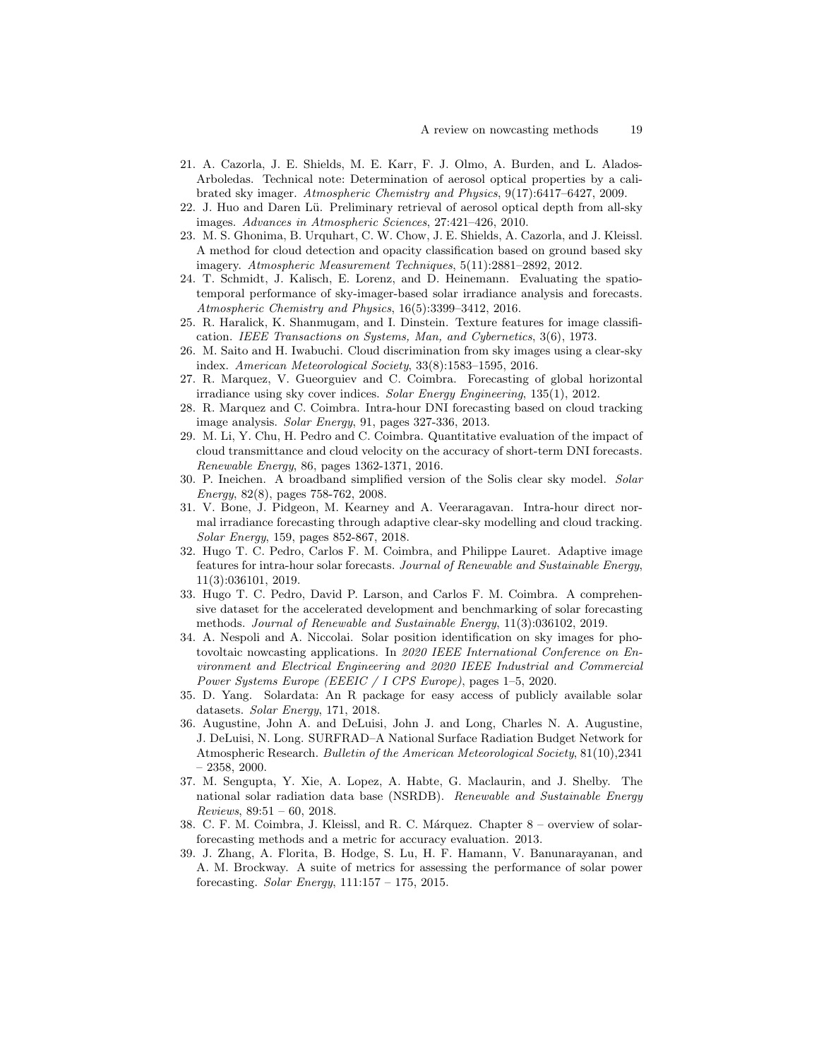21. A. Cazorla, J. E. Shields, M. E. Karr, F. J. Olmo, A. Burden, and L. Alados-Arboledas. Technical note: Determination of aerosol optical properties by a calibrated sky imager. *Atmospheric Chemistry and Physics*, 9(17):6417–6427, 2009.
22. J. Huo and Daren Lü. Preliminary retrieval of aerosol optical depth from all-sky images. *Advances in Atmospheric Sciences*, 27:421–426, 2010.
23. M. S. Ghonima, B. Urquhart, C. W. Chow, J. E. Shields, A. Cazorla, and J. Kleissl. A method for cloud detection and opacity classification based on ground based sky imagery. *Atmospheric Measurement Techniques*, 5(11):2881–2892, 2012.
24. T. Schmidt, J. Kalisch, E. Lorenz, and D. Heinemann. Evaluating the spatio-temporal performance of sky-imager-based solar irradiance analysis and forecasts. *Atmospheric Chemistry and Physics*, 16(5):3399–3412, 2016.
25. R. Haralick, K. Shanmugam, and I. Dinstein. Texture features for image classification. *IEEE Transactions on Systems, Man, and Cybernetics*, 3(6), 1973.
26. M. Saito and H. Iwabuchi. Cloud discrimination from sky images using a clear-sky index. *American Meteorological Society*, 33(8):1583–1595, 2016.
27. R. Marquez, V. Gueorguiev and C. Coimbra. Forecasting of global horizontal irradiance using sky cover indices. *Solar Energy Engineering*, 135(1), 2012.
28. R. Marquez and C. Coimbra. Intra-hour DNI forecasting based on cloud tracking image analysis. *Solar Energy*, 91, pages 327-336, 2013.
29. M. Li, Y. Chu, H. Pedro and C. Coimbra. Quantitative evaluation of the impact of cloud transmittance and cloud velocity on the accuracy of short-term DNI forecasts. *Renewable Energy*, 86, pages 1362-1371, 2016.
30. P. Ineichen. A broadband simplified version of the Solis clear sky model. *Solar Energy*, 82(8), pages 758-762, 2008.
31. V. Bone, J. Pidgeon, M. Kearney and A. Veeraragavan. Intra-hour direct normal irradiance forecasting through adaptive clear-sky modelling and cloud tracking. *Solar Energy*, 159, pages 852-867, 2018.
32. Hugo T. C. Pedro, Carlos F. M. Coimbra, and Philippe Lauret. Adaptive image features for intra-hour solar forecasts. *Journal of Renewable and Sustainable Energy*, 11(3):036101, 2019.
33. Hugo T. C. Pedro, David P. Larson, and Carlos F. M. Coimbra. A comprehensive dataset for the accelerated development and benchmarking of solar forecasting methods. *Journal of Renewable and Sustainable Energy*, 11(3):036102, 2019.
34. A. Nespoli and A. Niccolai. Solar position identification on sky images for photovoltaic nowcasting applications. In *2020 IEEE International Conference on Environment and Electrical Engineering and 2020 IEEE Industrial and Commercial Power Systems Europe (EEEIC / I CPS Europe)*, pages 1–5, 2020.
35. D. Yang. Solardata: An R package for easy access of publicly available solar datasets. *Solar Energy*, 171, 2018.
36. Augustine, John A. and DeLuisi, John J. and Long, Charles N. A. Augustine, J. DeLuisi, N. Long. SURFRAD–A National Surface Radiation Budget Network for Atmospheric Research. *Bulletin of the American Meteorological Society*, 81(10),2341 – 2358, 2000.
37. M. Sengupta, Y. Xie, A. Lopez, A. Habte, G. Maclaurin, and J. Shelby. The national solar radiation data base (NSRDB). *Renewable and Sustainable Energy Reviews*, 89:51 – 60, 2018.
38. C. F. M. Coimbra, J. Kleissl, and R. C. Márquez. Chapter 8 – overview of solar-forecasting methods and a metric for accuracy evaluation. 2013.
39. J. Zhang, A. Florita, B. Hodge, S. Lu, H. F. Hamann, V. Banunarayanan, and A. M. Brockway. A suite of metrics for assessing the performance of solar power forecasting. *Solar Energy*, 111:157 – 175, 2015.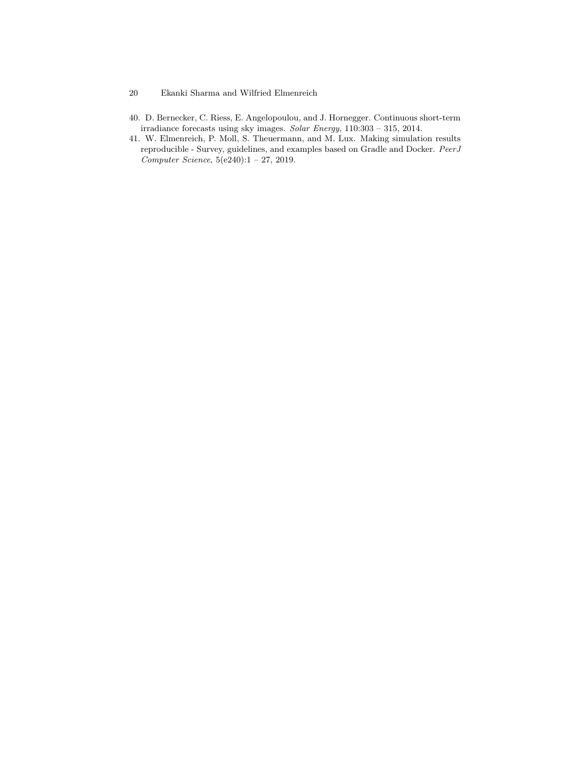40. D. Bernecker, C. Riess, E. Angelopoulou, and J. Hornegger. Continuous short-term irradiance forecasts using sky images. *Solar Energy*, 110:303 – 315, 2014.
41. W. Elmenreich, P. Moll, S. Theuermann, and M. Lux. Making simulation results reproducible - Survey, guidelines, and examples based on Gradle and Docker. *PeerJ Computer Science*, 5(e240):1 – 27, 2019.